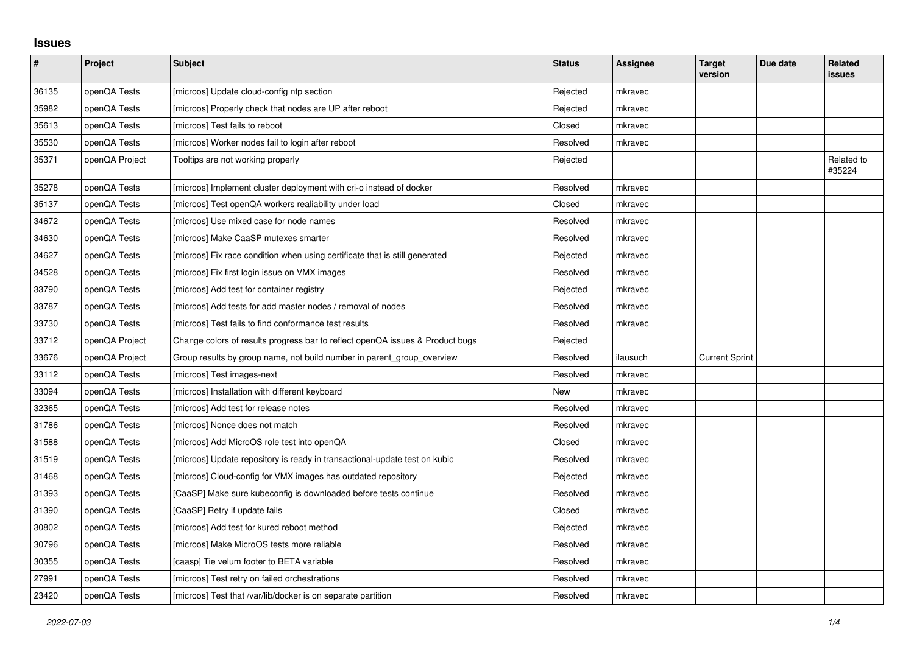## Issues

| # | Project | Subject | Status | Assignee | Target version | Due date | Related issues |
|---|---|---|---|---|---|---|---|
| 36135 | openQA Tests | [microos] Update cloud-config ntp section | Rejected | mkravec | | | |
| 35982 | openQA Tests | [microos] Properly check that nodes are UP after reboot | Rejected | mkravec | | | |
| 35613 | openQA Tests | [microos] Test fails to reboot | Closed | mkravec | | | |
| 35530 | openQA Tests | [microos] Worker nodes fail to login after reboot | Resolved | mkravec | | | |
| 35371 | openQA Project | Tooltips are not working properly | Rejected | | | | Related to #35224 |
| 35278 | openQA Tests | [microos] Implement cluster deployment with cri-o instead of docker | Resolved | mkravec | | | |
| 35137 | openQA Tests | [microos] Test openQA workers realiability under load | Closed | mkravec | | | |
| 34672 | openQA Tests | [microos] Use mixed case for node names | Resolved | mkravec | | | |
| 34630 | openQA Tests | [microos] Make CaaSP mutexes smarter | Resolved | mkravec | | | |
| 34627 | openQA Tests | [microos] Fix race condition when using certificate that is still generated | Rejected | mkravec | | | |
| 34528 | openQA Tests | [microos] Fix first login issue on VMX images | Resolved | mkravec | | | |
| 33790 | openQA Tests | [microos] Add test for container registry | Rejected | mkravec | | | |
| 33787 | openQA Tests | [microos] Add tests for add master nodes / removal of nodes | Resolved | mkravec | | | |
| 33730 | openQA Tests | [microos] Test fails to find conformance test results | Resolved | mkravec | | | |
| 33712 | openQA Project | Change colors of results progress bar to reflect openQA issues & Product bugs | Rejected | | | | |
| 33676 | openQA Project | Group results by group name, not build number in parent_group_overview | Resolved | ilausuch | Current Sprint | | |
| 33112 | openQA Tests | [microos] Test images-next | Resolved | mkravec | | | |
| 33094 | openQA Tests | [microos] Installation with different keyboard | New | mkravec | | | |
| 32365 | openQA Tests | [microos] Add test for release notes | Resolved | mkravec | | | |
| 31786 | openQA Tests | [microos] Nonce does not match | Resolved | mkravec | | | |
| 31588 | openQA Tests | [microos] Add MicroOS role test into openQA | Closed | mkravec | | | |
| 31519 | openQA Tests | [microos] Update repository is ready in transactional-update test on kubic | Resolved | mkravec | | | |
| 31468 | openQA Tests | [microos] Cloud-config for VMX images has outdated repository | Rejected | mkravec | | | |
| 31393 | openQA Tests | [CaaSP] Make sure kubeconfig is downloaded before tests continue | Resolved | mkravec | | | |
| 31390 | openQA Tests | [CaaSP] Retry if update fails | Closed | mkravec | | | |
| 30802 | openQA Tests | [microos] Add test for kured reboot method | Rejected | mkravec | | | |
| 30796 | openQA Tests | [microos] Make MicroOS tests more reliable | Resolved | mkravec | | | |
| 30355 | openQA Tests | [caasp] Tie velum footer to BETA variable | Resolved | mkravec | | | |
| 27991 | openQA Tests | [microos] Test retry on failed orchestrations | Resolved | mkravec | | | |
| 23420 | openQA Tests | [microos] Test that /var/lib/docker is on separate partition | Resolved | mkravec | | | |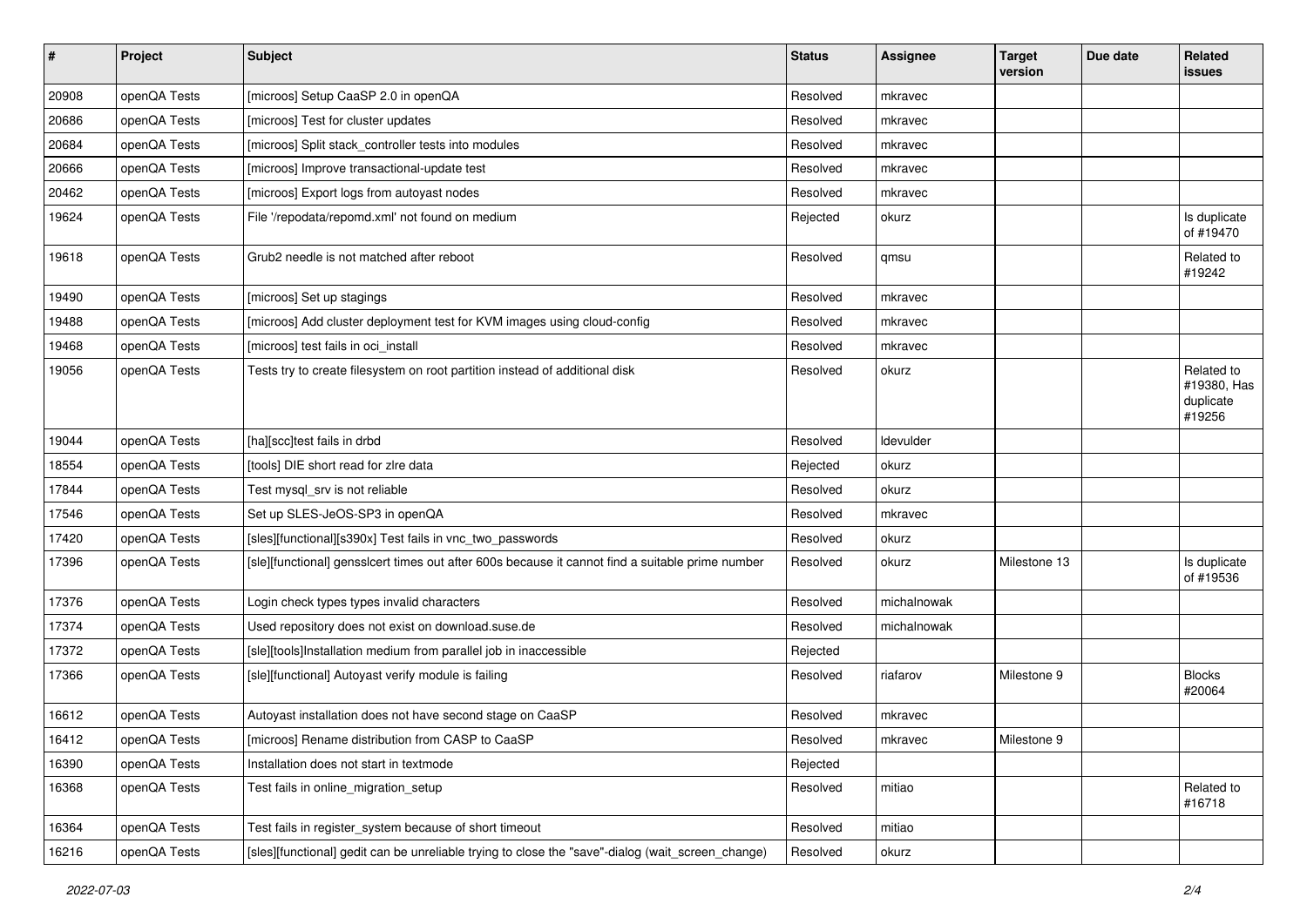| # | Project | Subject | Status | Assignee | Target version | Due date | Related issues |
|---|---|---|---|---|---|---|---|
| 20908 | openQA Tests | [microos] Setup CaaSP 2.0 in openQA | Resolved | mkravec | | | |
| 20686 | openQA Tests | [microos] Test for cluster updates | Resolved | mkravec | | | |
| 20684 | openQA Tests | [microos] Split stack_controller tests into modules | Resolved | mkravec | | | |
| 20666 | openQA Tests | [microos] Improve transactional-update test | Resolved | mkravec | | | |
| 20462 | openQA Tests | [microos] Export logs from autoyast nodes | Resolved | mkravec | | | |
| 19624 | openQA Tests | File '/repodata/repomd.xml' not found on medium | Rejected | okurz | | | Is duplicate of #19470 |
| 19618 | openQA Tests | Grub2 needle is not matched after reboot | Resolved | qmsu | | | Related to #19242 |
| 19490 | openQA Tests | [microos] Set up stagings | Resolved | mkravec | | | |
| 19488 | openQA Tests | [microos] Add cluster deployment test for KVM images using cloud-config | Resolved | mkravec | | | |
| 19468 | openQA Tests | [microos] test fails in oci_install | Resolved | mkravec | | | |
| 19056 | openQA Tests | Tests try to create filesystem on root partition instead of additional disk | Resolved | okurz | | | Related to #19380, Has duplicate #19256 |
| 19044 | openQA Tests | [ha][scc]test fails in drbd | Resolved | ldevulder | | | |
| 18554 | openQA Tests | [tools] DIE short read for zlre data | Rejected | okurz | | | |
| 17844 | openQA Tests | Test mysql_srv is not reliable | Resolved | okurz | | | |
| 17546 | openQA Tests | Set up SLES-JeOS-SP3 in openQA | Resolved | mkravec | | | |
| 17420 | openQA Tests | [sles][functional][s390x] Test fails in vnc_two_passwords | Resolved | okurz | | | |
| 17396 | openQA Tests | [sle][functional] gensslcert times out after 600s because it cannot find a suitable prime number | Resolved | okurz | Milestone 13 | | Is duplicate of #19536 |
| 17376 | openQA Tests | Login check types types invalid characters | Resolved | michalnowak | | | |
| 17374 | openQA Tests | Used repository does not exist on download.suse.de | Resolved | michalnowak | | | |
| 17372 | openQA Tests | [sle][tools]Installation medium from parallel job in inaccessible | Rejected | | | | |
| 17366 | openQA Tests | [sle][functional] Autoyast verify module is failing | Resolved | riafarov | Milestone 9 | | Blocks #20064 |
| 16612 | openQA Tests | Autoyast installation does not have second stage on CaaSP | Resolved | mkravec | | | |
| 16412 | openQA Tests | [microos] Rename distribution from CASP to CaaSP | Resolved | mkravec | Milestone 9 | | |
| 16390 | openQA Tests | Installation does not start in textmode | Rejected | | | | |
| 16368 | openQA Tests | Test fails in online_migration_setup | Resolved | mitiao | | | Related to #16718 |
| 16364 | openQA Tests | Test fails in register_system because of short timeout | Resolved | mitiao | | | |
| 16216 | openQA Tests | [sles][functional] gedit can be unreliable trying to close the "save"-dialog (wait_screen_change) | Resolved | okurz | | | |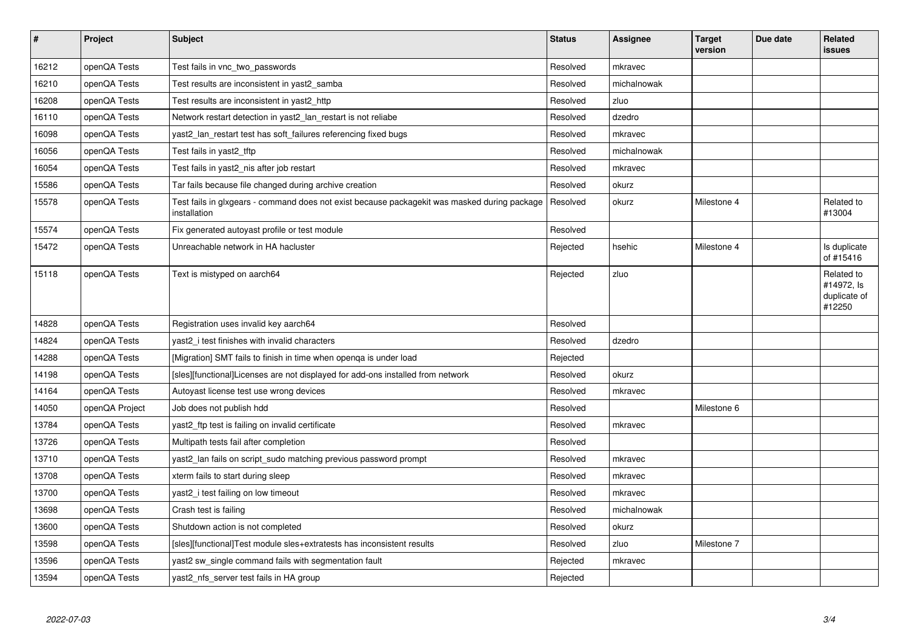| # | Project | Subject | Status | Assignee | Target version | Due date | Related issues |
|---|---|---|---|---|---|---|---|
| 16212 | openQA Tests | Test fails in vnc_two_passwords | Resolved | mkravec | | | |
| 16210 | openQA Tests | Test results are inconsistent in yast2_samba | Resolved | michalnowak | | | |
| 16208 | openQA Tests | Test results are inconsistent in yast2_http | Resolved | zluo | | | |
| 16110 | openQA Tests | Network restart detection in yast2_lan_restart is not reliabe | Resolved | dzedro | | | |
| 16098 | openQA Tests | yast2_lan_restart test has soft_failures referencing fixed bugs | Resolved | mkravec | | | |
| 16056 | openQA Tests | Test fails in yast2_tftp | Resolved | michalnowak | | | |
| 16054 | openQA Tests | Test fails in yast2_nis after job restart | Resolved | mkravec | | | |
| 15586 | openQA Tests | Tar fails because file changed during archive creation | Resolved | okurz | | | |
| 15578 | openQA Tests | Test fails in glxgears - command does not exist because packagekit was masked during package installation | Resolved | okurz | Milestone 4 | | Related to #13004 |
| 15574 | openQA Tests | Fix generated autoyast profile or test module | Resolved | | | | |
| 15472 | openQA Tests | Unreachable network in HA hacluster | Rejected | hsehic | Milestone 4 | | Is duplicate of #15416 |
| 15118 | openQA Tests | Text is mistyped on aarch64 | Rejected | zluo | | | Related to #14972, Is duplicate of #12250 |
| 14828 | openQA Tests | Registration uses invalid key aarch64 | Resolved | | | | |
| 14824 | openQA Tests | yast2_i test finishes with invalid characters | Resolved | dzedro | | | |
| 14288 | openQA Tests | [Migration] SMT fails to finish in time when openqa is under load | Rejected | | | | |
| 14198 | openQA Tests | [sles][functional]Licenses are not displayed for add-ons installed from network | Resolved | okurz | | | |
| 14164 | openQA Tests | Autoyast license test use wrong devices | Resolved | mkravec | | | |
| 14050 | openQA Project | Job does not publish hdd | Resolved | | Milestone 6 | | |
| 13784 | openQA Tests | yast2_ftp test is failing on invalid certificate | Resolved | mkravec | | | |
| 13726 | openQA Tests | Multipath tests fail after completion | Resolved | | | | |
| 13710 | openQA Tests | yast2_lan fails on script_sudo matching previous password prompt | Resolved | mkravec | | | |
| 13708 | openQA Tests | xterm fails to start during sleep | Resolved | mkravec | | | |
| 13700 | openQA Tests | yast2_i test failing on low timeout | Resolved | mkravec | | | |
| 13698 | openQA Tests | Crash test is failing | Resolved | michalnowak | | | |
| 13600 | openQA Tests | Shutdown action is not completed | Resolved | okurz | | | |
| 13598 | openQA Tests | [sles][functional]Test module sles+extratests has inconsistent results | Resolved | zluo | Milestone 7 | | |
| 13596 | openQA Tests | yast2 sw_single command fails with segmentation fault | Rejected | mkravec | | | |
| 13594 | openQA Tests | yast2_nfs_server test fails in HA group | Rejected | | | | |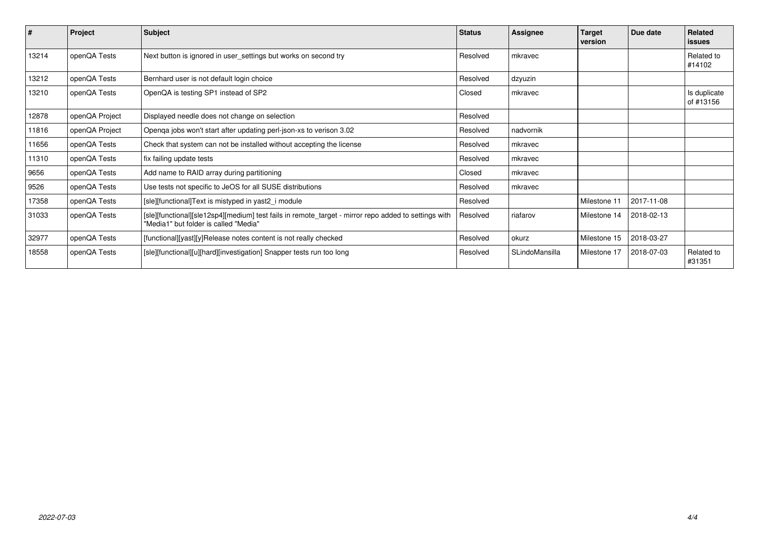| # | Project | Subject | Status | Assignee | Target version | Due date | Related issues |
|---|---|---|---|---|---|---|---|
| 13214 | openQA Tests | Next button is ignored in user_settings but works on second try | Resolved | mkravec | | | Related to #14102 |
| 13212 | openQA Tests | Bernhard user is not default login choice | Resolved | dzyuzin | | | |
| 13210 | openQA Tests | OpenQA is testing SP1 instead of SP2 | Closed | mkravec | | | Is duplicate of #13156 |
| 12878 | openQA Project | Displayed needle does not change on selection | Resolved | | | | |
| 11816 | openQA Project | Openqa jobs won't start after updating perl-json-xs to verison 3.02 | Resolved | nadvornik | | | |
| 11656 | openQA Tests | Check that system can not be installed without accepting the license | Resolved | mkravec | | | |
| 11310 | openQA Tests | fix failing update tests | Resolved | mkravec | | | |
| 9656 | openQA Tests | Add name to RAID array during partitioning | Closed | mkravec | | | |
| 9526 | openQA Tests | Use tests not specific to JeOS for all SUSE distributions | Resolved | mkravec | | | |
| 17358 | openQA Tests | [sle][functional]Text is mistyped in yast2_i module | Resolved | | Milestone 11 | 2017-11-08 | |
| 31033 | openQA Tests | [sle][functional][sle12sp4][medium] test fails in remote_target - mirror repo added to settings with "Media1" but folder is called "Media" | Resolved | riafarov | Milestone 14 | 2018-02-13 | |
| 32977 | openQA Tests | [functional][yast][y]Release notes content is not really checked | Resolved | okurz | Milestone 15 | 2018-03-27 | |
| 18558 | openQA Tests | [sle][functional][u][hard][investigation] Snapper tests run too long | Resolved | SLindoMansilla | Milestone 17 | 2018-07-03 | Related to #31351 |